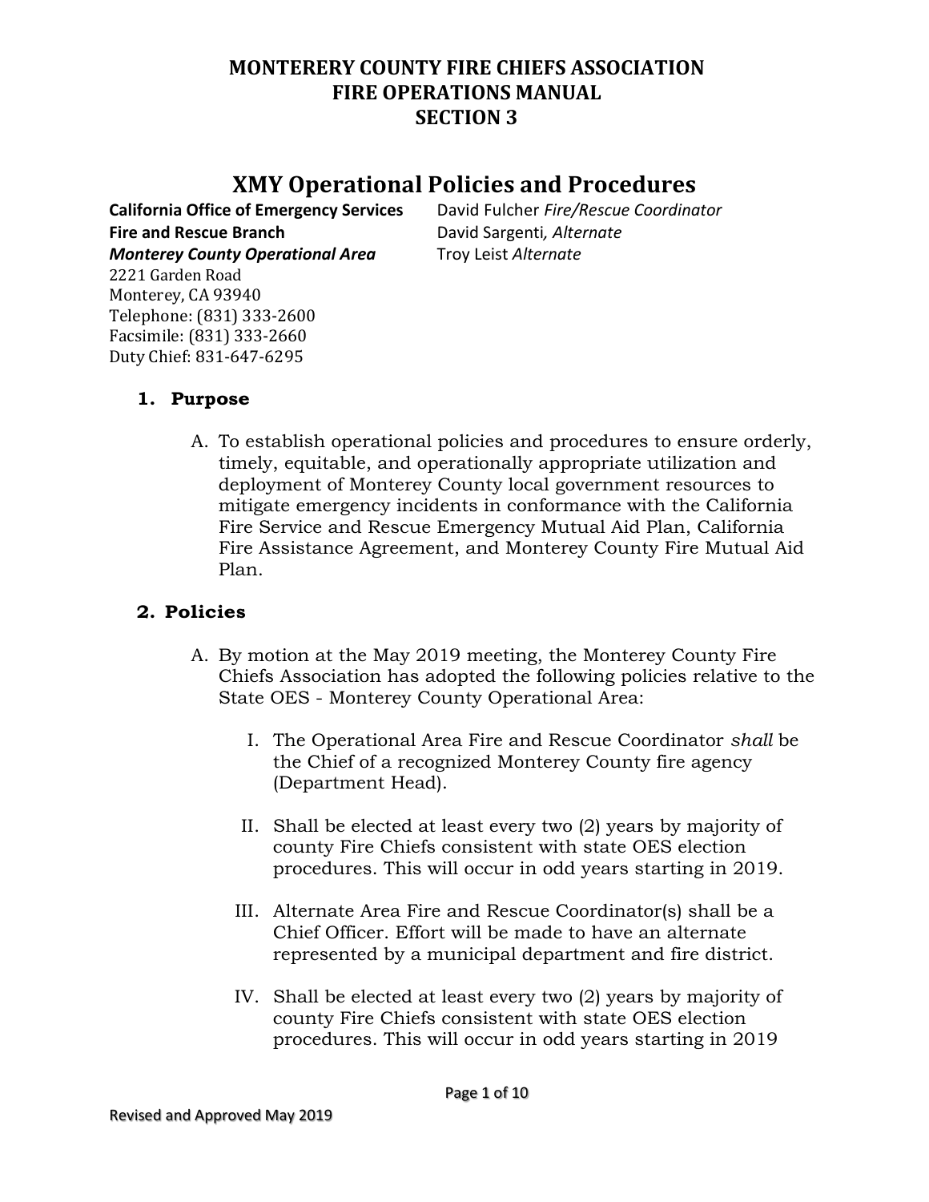# MONTERERY COUNTY FIRE CHIEFS ASSOCIATION
# FIRE OPERATIONS MANUAL
# SECTION 3

## XMY Operational Policies and Procedures

**California Office of Emergency Services**
**Fire and Rescue Branch**
***Monterey County Operational Area***
2221 Garden Road
Monterey, CA 93940
Telephone: (831) 333-2600
Facsimile: (831) 333-2660
Duty Chief: 831-647-6295

David Fulcher *Fire/Rescue Coordinator*
David Sargenti*, Alternate*
Troy Leist *Alternate*

### 1. Purpose

A. To establish operational policies and procedures to ensure orderly, timely, equitable, and operationally appropriate utilization and deployment of Monterey County local government resources to mitigate emergency incidents in conformance with the California Fire Service and Rescue Emergency Mutual Aid Plan, California Fire Assistance Agreement, and Monterey County Fire Mutual Aid Plan.

### 2. Policies

A. By motion at the May 2019 meeting, the Monterey County Fire Chiefs Association has adopted the following policies relative to the State OES - Monterey County Operational Area:

I. The Operational Area Fire and Rescue Coordinator *shall* be the Chief of a recognized Monterey County fire agency (Department Head).

II. Shall be elected at least every two (2) years by majority of county Fire Chiefs consistent with state OES election procedures. This will occur in odd years starting in 2019.

III. Alternate Area Fire and Rescue Coordinator(s) shall be a Chief Officer. Effort will be made to have an alternate represented by a municipal department and fire district.

IV. Shall be elected at least every two (2) years by majority of county Fire Chiefs consistent with state OES election procedures. This will occur in odd years starting in 2019

Revised and Approved May 2019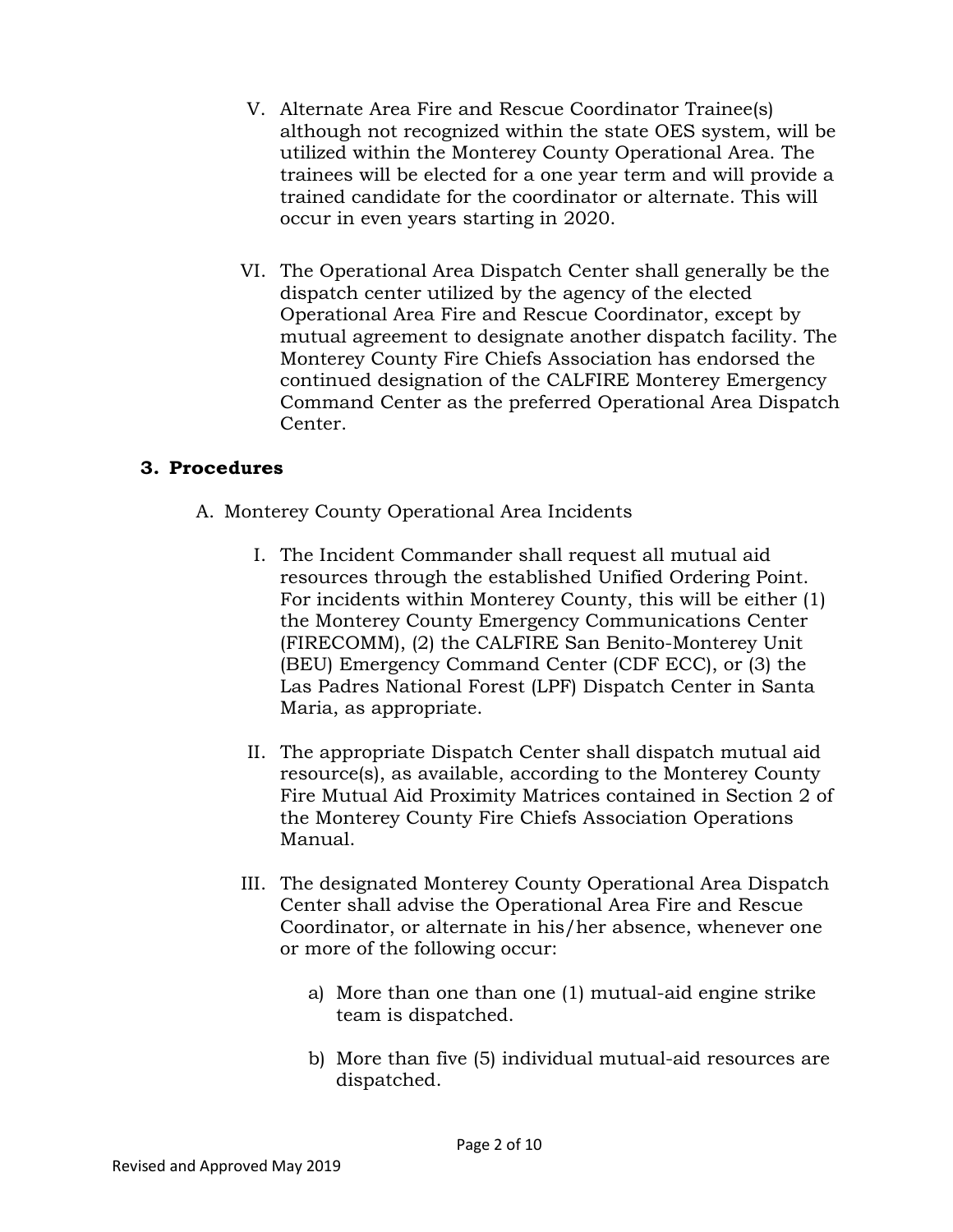V. Alternate Area Fire and Rescue Coordinator Trainee(s) although not recognized within the state OES system, will be utilized within the Monterey County Operational Area. The trainees will be elected for a one year term and will provide a trained candidate for the coordinator or alternate. This will occur in even years starting in 2020.

VI. The Operational Area Dispatch Center shall generally be the dispatch center utilized by the agency of the elected Operational Area Fire and Rescue Coordinator, except by mutual agreement to designate another dispatch facility. The Monterey County Fire Chiefs Association has endorsed the continued designation of the CALFIRE Monterey Emergency Command Center as the preferred Operational Area Dispatch Center.

## 3. Procedures

A. Monterey County Operational Area Incidents

I. The Incident Commander shall request all mutual aid resources through the established Unified Ordering Point. For incidents within Monterey County, this will be either (1) the Monterey County Emergency Communications Center (FIRECOMM), (2) the CALFIRE San Benito-Monterey Unit (BEU) Emergency Command Center (CDF ECC), or (3) the Las Padres National Forest (LPF) Dispatch Center in Santa Maria, as appropriate.

II. The appropriate Dispatch Center shall dispatch mutual aid resource(s), as available, according to the Monterey County Fire Mutual Aid Proximity Matrices contained in Section 2 of the Monterey County Fire Chiefs Association Operations Manual.

III. The designated Monterey County Operational Area Dispatch Center shall advise the Operational Area Fire and Rescue Coordinator, or alternate in his/her absence, whenever one or more of the following occur:

a) More than one than one (1) mutual-aid engine strike team is dispatched.

b) More than five (5) individual mutual-aid resources are dispatched.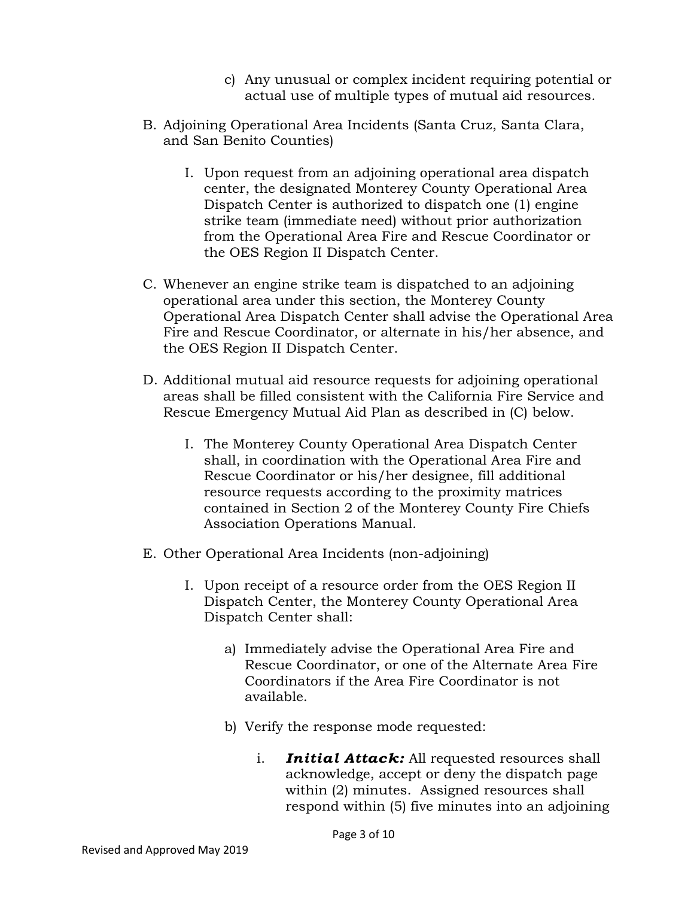c) Any unusual or complex incident requiring potential or actual use of multiple types of mutual aid resources.

B. Adjoining Operational Area Incidents (Santa Cruz, Santa Clara, and San Benito Counties)

   I. Upon request from an adjoining operational area dispatch center, the designated Monterey County Operational Area Dispatch Center is authorized to dispatch one (1) engine strike team (immediate need) without prior authorization from the Operational Area Fire and Rescue Coordinator or the OES Region II Dispatch Center.

C. Whenever an engine strike team is dispatched to an adjoining operational area under this section, the Monterey County Operational Area Dispatch Center shall advise the Operational Area Fire and Rescue Coordinator, or alternate in his/her absence, and the OES Region II Dispatch Center.

D. Additional mutual aid resource requests for adjoining operational areas shall be filled consistent with the California Fire Service and Rescue Emergency Mutual Aid Plan as described in (C) below.

   I. The Monterey County Operational Area Dispatch Center shall, in coordination with the Operational Area Fire and Rescue Coordinator or his/her designee, fill additional resource requests according to the proximity matrices contained in Section 2 of the Monterey County Fire Chiefs Association Operations Manual.

E. Other Operational Area Incidents (non-adjoining)

   I. Upon receipt of a resource order from the OES Region II Dispatch Center, the Monterey County Operational Area Dispatch Center shall:

      a) Immediately advise the Operational Area Fire and Rescue Coordinator, or one of the Alternate Area Fire Coordinators if the Area Fire Coordinator is not available.

      b) Verify the response mode requested:

         i. ***Initial Attack:*** All requested resources shall acknowledge, accept or deny the dispatch page within (2) minutes. Assigned resources shall respond within (5) five minutes into an adjoining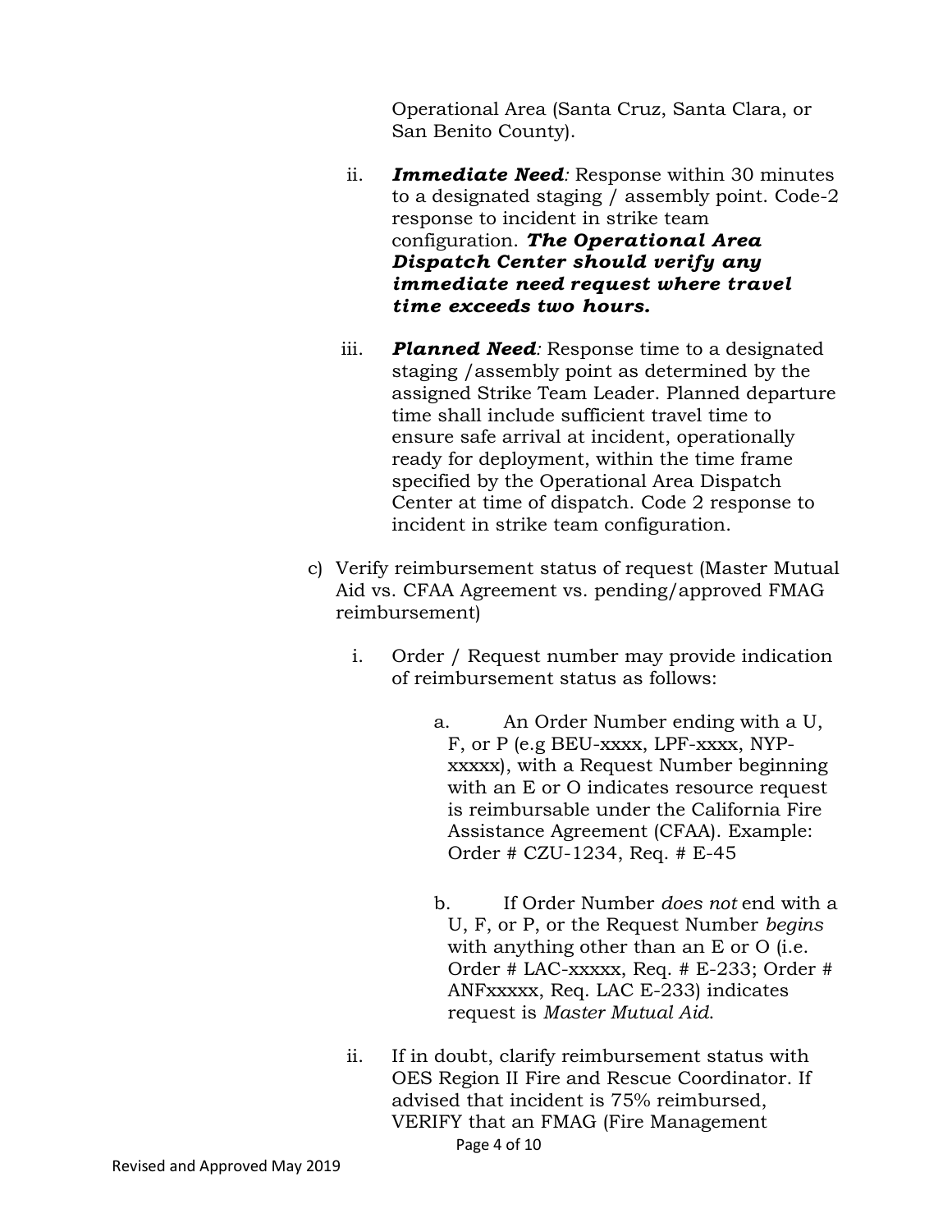Operational Area (Santa Cruz, Santa Clara, or San Benito County).

ii. ***Immediate Need**:* Response within 30 minutes to a designated staging / assembly point. Code-2 response to incident in strike team configuration. ***The Operational Area Dispatch Center should verify any immediate need request where travel time exceeds two hours.***

iii. ***Planned Need**:* Response time to a designated staging /assembly point as determined by the assigned Strike Team Leader. Planned departure time shall include sufficient travel time to ensure safe arrival at incident, operationally ready for deployment, within the time frame specified by the Operational Area Dispatch Center at time of dispatch. Code 2 response to incident in strike team configuration.

c) Verify reimbursement status of request (Master Mutual Aid vs. CFAA Agreement vs. pending/approved FMAG reimbursement)

   i. Order / Request number may provide indication of reimbursement status as follows:

      a. An Order Number ending with a U, F, or P (e.g BEU-xxxx, LPF-xxxx, NYP-xxxxx), with a Request Number beginning with an E or O indicates resource request is reimbursable under the California Fire Assistance Agreement (CFAA). Example: Order # CZU-1234, Req. # E-45

      b. If Order Number *does not* end with a U, F, or P, or the Request Number *begins* with anything other than an E or O (i.e. Order # LAC-xxxxx, Req. # E-233; Order # ANFxxxxx, Req. LAC E-233) indicates request is *Master Mutual Aid*.

   ii. If in doubt, clarify reimbursement status with OES Region II Fire and Rescue Coordinator. If advised that incident is 75% reimbursed, VERIFY that an FMAG (Fire Management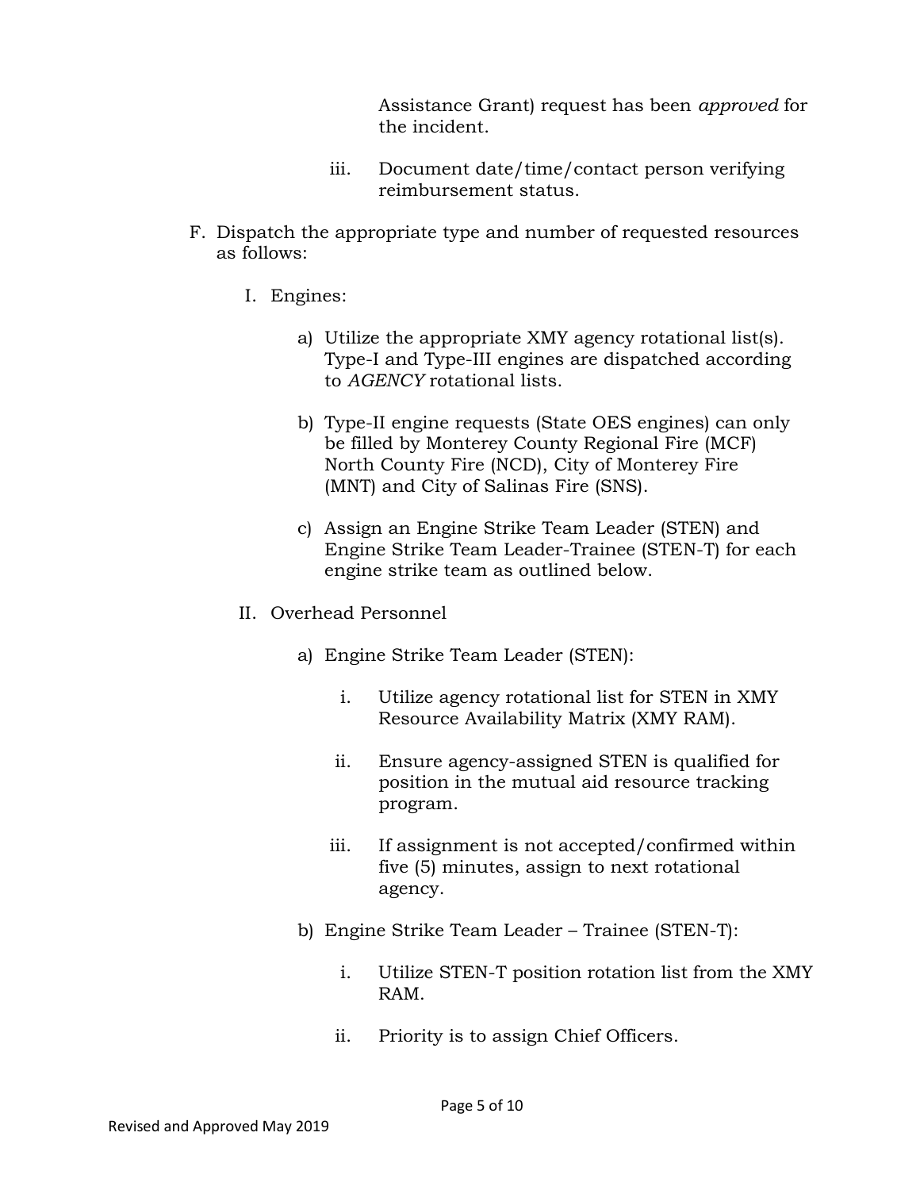Assistance Grant) request has been *approved* for the incident.

iii. Document date/time/contact person verifying reimbursement status.

F. Dispatch the appropriate type and number of requested resources as follows:

I. Engines:

a) Utilize the appropriate XMY agency rotational list(s). Type-I and Type-III engines are dispatched according to *AGENCY* rotational lists.

b) Type-II engine requests (State OES engines) can only be filled by Monterey County Regional Fire (MCF) North County Fire (NCD), City of Monterey Fire (MNT) and City of Salinas Fire (SNS).

c) Assign an Engine Strike Team Leader (STEN) and Engine Strike Team Leader-Trainee (STEN-T) for each engine strike team as outlined below.

II. Overhead Personnel

a) Engine Strike Team Leader (STEN):

i. Utilize agency rotational list for STEN in XMY Resource Availability Matrix (XMY RAM).

ii. Ensure agency-assigned STEN is qualified for position in the mutual aid resource tracking program.

iii. If assignment is not accepted/confirmed within five (5) minutes, assign to next rotational agency.

b) Engine Strike Team Leader – Trainee (STEN-T):

i. Utilize STEN-T position rotation list from the XMY RAM.

ii. Priority is to assign Chief Officers.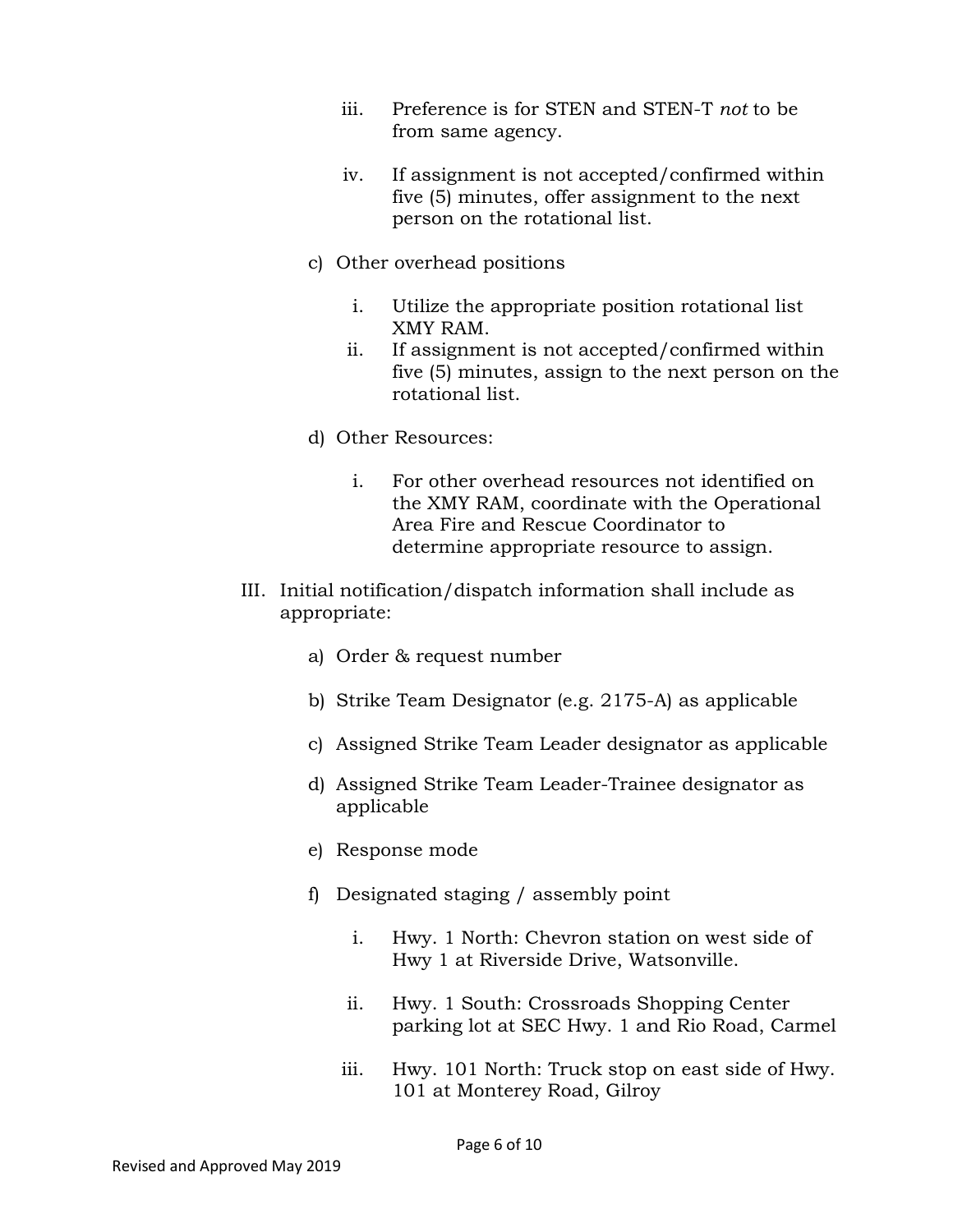iii. Preference is for STEN and STEN-T *not* to be from same agency.

iv. If assignment is not accepted/confirmed within five (5) minutes, offer assignment to the next person on the rotational list.

c) Other overhead positions

i. Utilize the appropriate position rotational list XMY RAM.

ii. If assignment is not accepted/confirmed within five (5) minutes, assign to the next person on the rotational list.

d) Other Resources:

i. For other overhead resources not identified on the XMY RAM, coordinate with the Operational Area Fire and Rescue Coordinator to determine appropriate resource to assign.

III. Initial notification/dispatch information shall include as appropriate:

a) Order & request number

b) Strike Team Designator (e.g. 2175-A) as applicable

c) Assigned Strike Team Leader designator as applicable

d) Assigned Strike Team Leader-Trainee designator as applicable

e) Response mode

f) Designated staging / assembly point

i. Hwy. 1 North: Chevron station on west side of Hwy 1 at Riverside Drive, Watsonville.

ii. Hwy. 1 South: Crossroads Shopping Center parking lot at SEC Hwy. 1 and Rio Road, Carmel

iii. Hwy. 101 North: Truck stop on east side of Hwy. 101 at Monterey Road, Gilroy

Revised and Approved May 2019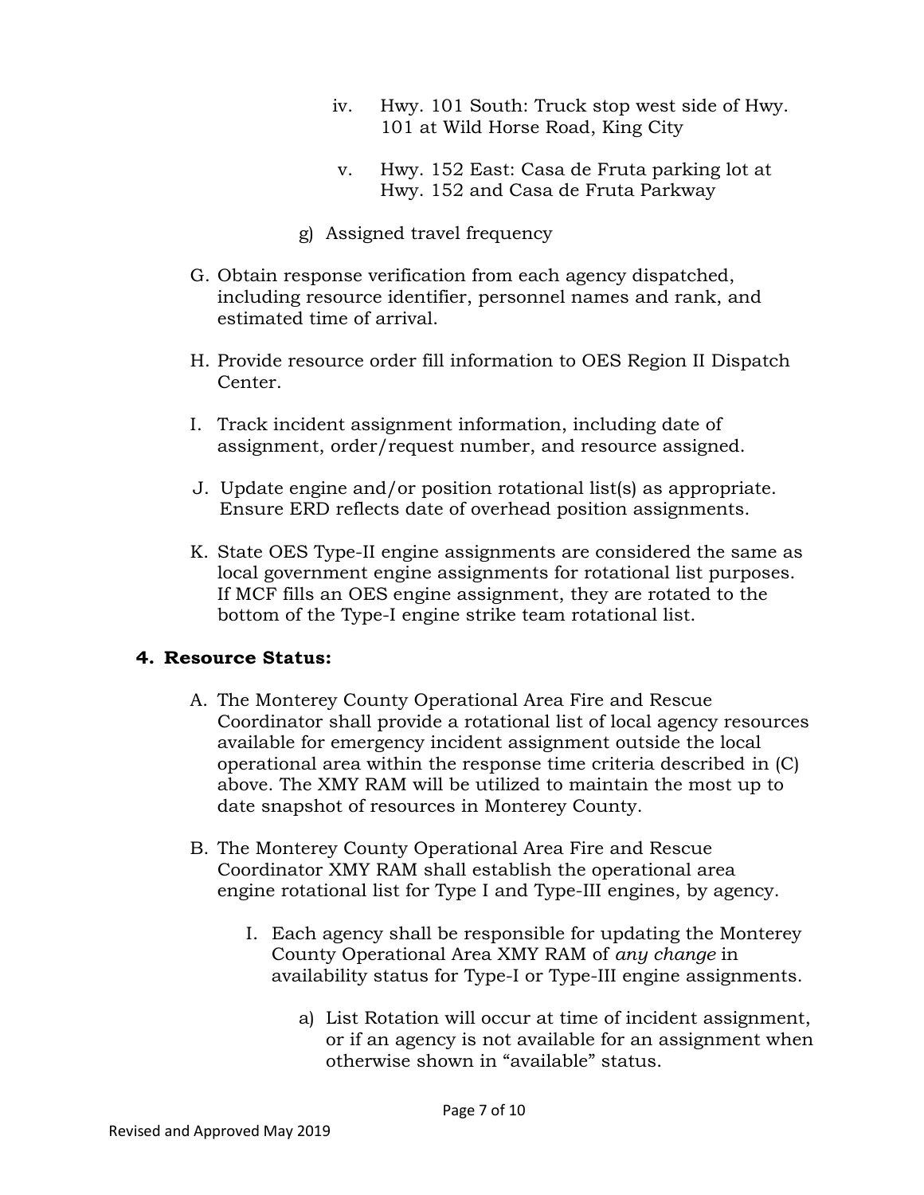iv. Hwy. 101 South: Truck stop west side of Hwy. 101 at Wild Horse Road, King City

v. Hwy. 152 East: Casa de Fruta parking lot at Hwy. 152 and Casa de Fruta Parkway

g) Assigned travel frequency

G. Obtain response verification from each agency dispatched, including resource identifier, personnel names and rank, and estimated time of arrival.

H. Provide resource order fill information to OES Region II Dispatch Center.

I. Track incident assignment information, including date of assignment, order/request number, and resource assigned.

J. Update engine and/or position rotational list(s) as appropriate. Ensure ERD reflects date of overhead position assignments.

K. State OES Type-II engine assignments are considered the same as local government engine assignments for rotational list purposes. If MCF fills an OES engine assignment, they are rotated to the bottom of the Type-I engine strike team rotational list.

**4. Resource Status:**

A. The Monterey County Operational Area Fire and Rescue Coordinator shall provide a rotational list of local agency resources available for emergency incident assignment outside the local operational area within the response time criteria described in (C) above. The XMY RAM will be utilized to maintain the most up to date snapshot of resources in Monterey County.

B. The Monterey County Operational Area Fire and Rescue Coordinator XMY RAM shall establish the operational area engine rotational list for Type I and Type-III engines, by agency.

I. Each agency shall be responsible for updating the Monterey County Operational Area XMY RAM of *any change* in availability status for Type-I or Type-III engine assignments.

a) List Rotation will occur at time of incident assignment, or if an agency is not available for an assignment when otherwise shown in "available" status.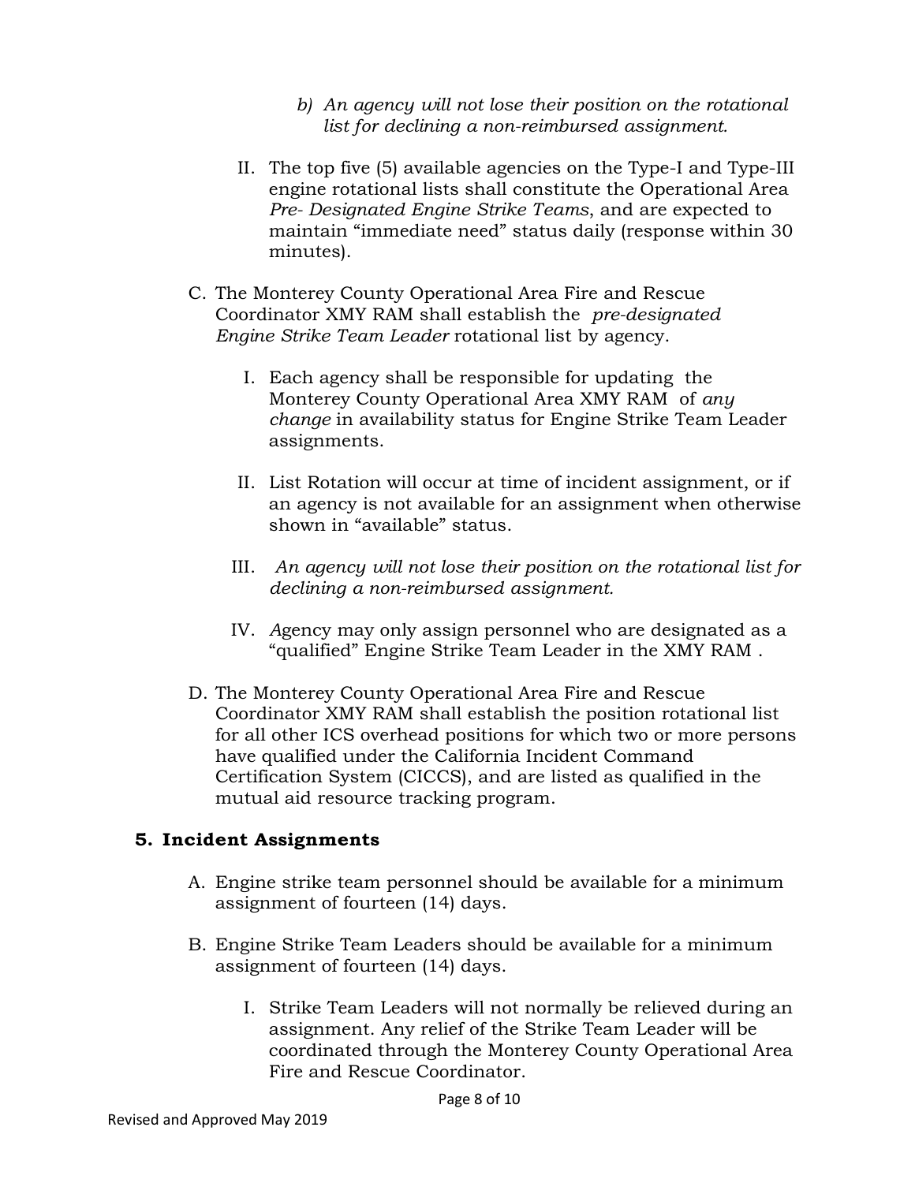b) *An agency will not lose their position on the rotational list for declining a non-reimbursed assignment.*

II. The top five (5) available agencies on the Type-I and Type-III engine rotational lists shall constitute the Operational Area *Pre- Designated Engine Strike Teams*, and are expected to maintain "immediate need" status daily (response within 30 minutes).

C. The Monterey County Operational Area Fire and Rescue Coordinator XMY RAM shall establish the *pre-designated Engine Strike Team Leader* rotational list by agency.

I. Each agency shall be responsible for updating the Monterey County Operational Area XMY RAM of *any change* in availability status for Engine Strike Team Leader assignments.

II. List Rotation will occur at time of incident assignment, or if an agency is not available for an assignment when otherwise shown in "available" status.

III. *An agency will not lose their position on the rotational list for declining a non-reimbursed assignment.*

IV. *A*gency may only assign personnel who are designated as a "qualified" Engine Strike Team Leader in the XMY RAM .

D. The Monterey County Operational Area Fire and Rescue Coordinator XMY RAM shall establish the position rotational list for all other ICS overhead positions for which two or more persons have qualified under the California Incident Command Certification System (CICCS), and are listed as qualified in the mutual aid resource tracking program.

## 5. Incident Assignments

A. Engine strike team personnel should be available for a minimum assignment of fourteen (14) days.

B. Engine Strike Team Leaders should be available for a minimum assignment of fourteen (14) days.

I. Strike Team Leaders will not normally be relieved during an assignment. Any relief of the Strike Team Leader will be coordinated through the Monterey County Operational Area Fire and Rescue Coordinator.

Revised and Approved May 2019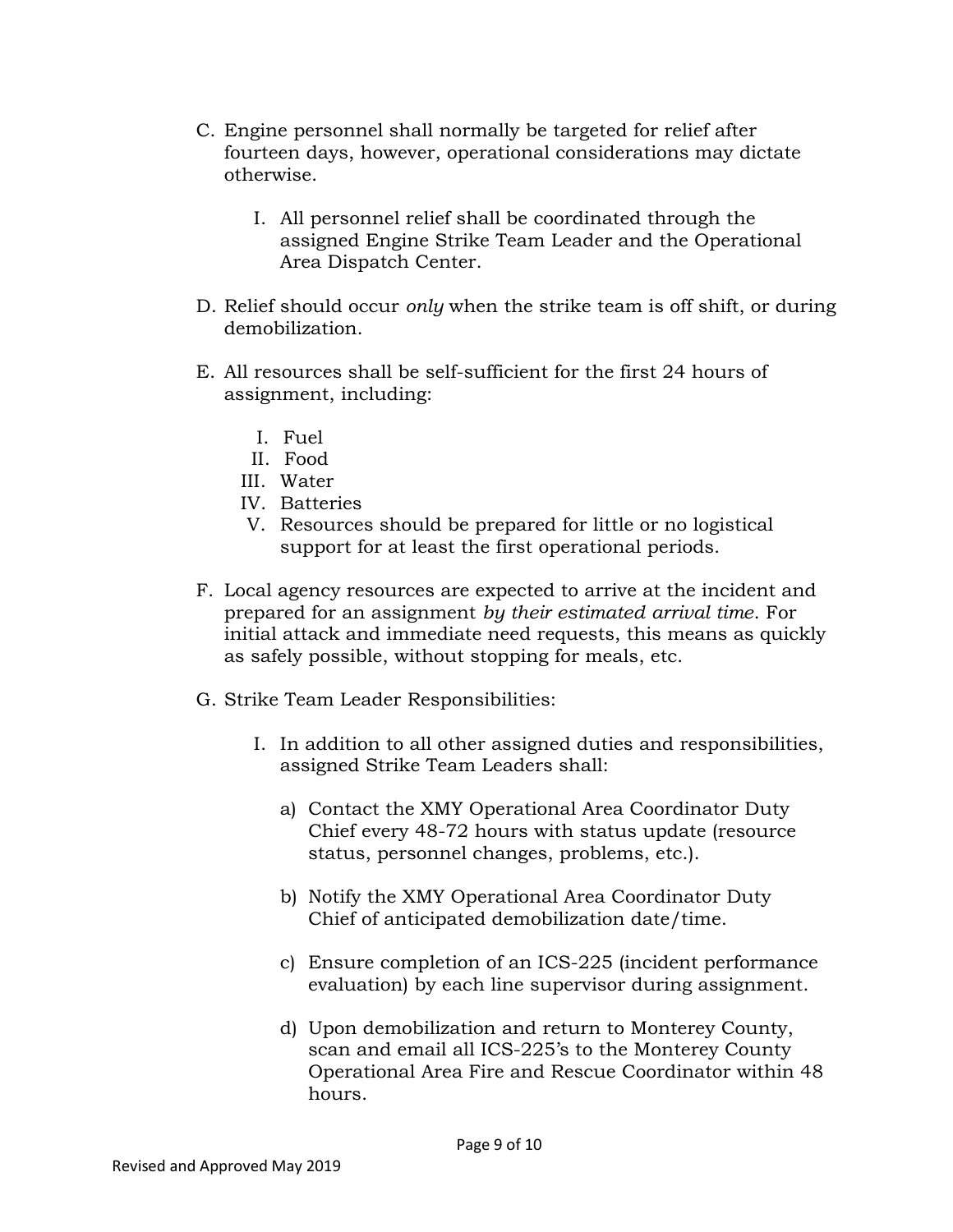C. Engine personnel shall normally be targeted for relief after fourteen days, however, operational considerations may dictate otherwise.

    I. All personnel relief shall be coordinated through the assigned Engine Strike Team Leader and the Operational Area Dispatch Center.

D. Relief should occur *only* when the strike team is off shift, or during demobilization.

E. All resources shall be self-sufficient for the first 24 hours of assignment, including:

    I. Fuel
    II. Food
    III. Water
    IV. Batteries
    V. Resources should be prepared for little or no logistical support for at least the first operational periods.

F. Local agency resources are expected to arrive at the incident and prepared for an assignment *by their estimated arrival time*. For initial attack and immediate need requests, this means as quickly as safely possible, without stopping for meals, etc.

G. Strike Team Leader Responsibilities:

    I. In addition to all other assigned duties and responsibilities, assigned Strike Team Leaders shall:

        a) Contact the XMY Operational Area Coordinator Duty Chief every 48-72 hours with status update (resource status, personnel changes, problems, etc.).

        b) Notify the XMY Operational Area Coordinator Duty Chief of anticipated demobilization date/time.

        c) Ensure completion of an ICS-225 (incident performance evaluation) by each line supervisor during assignment.

        d) Upon demobilization and return to Monterey County, scan and email all ICS-225's to the Monterey County Operational Area Fire and Rescue Coordinator within 48 hours.

Revised and Approved May 2019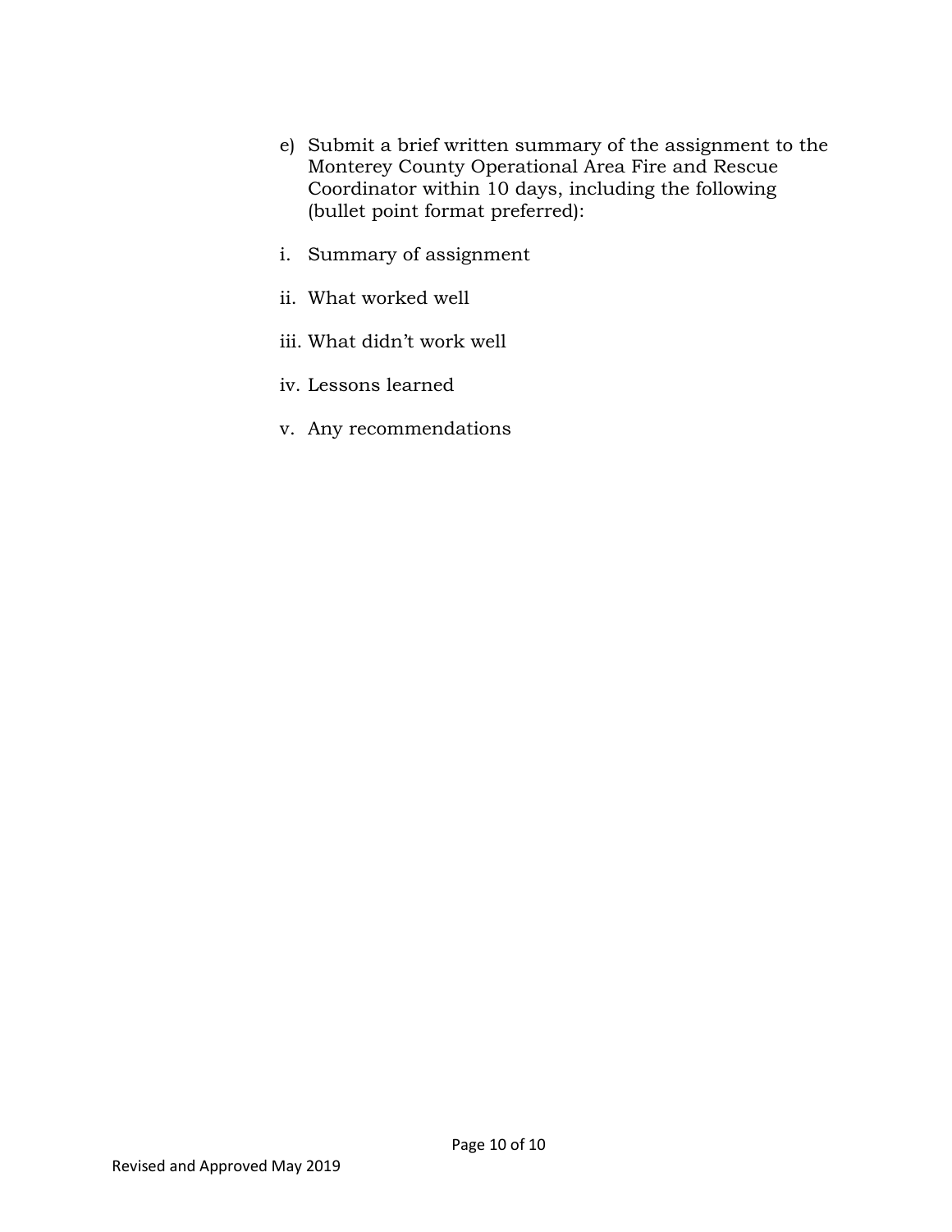e) Submit a brief written summary of the assignment to the Monterey County Operational Area Fire and Rescue Coordinator within 10 days, including the following (bullet point format preferred):

i. Summary of assignment

ii. What worked well

iii. What didn't work well

iv. Lessons learned

v. Any recommendations

Revised and Approved May 2019